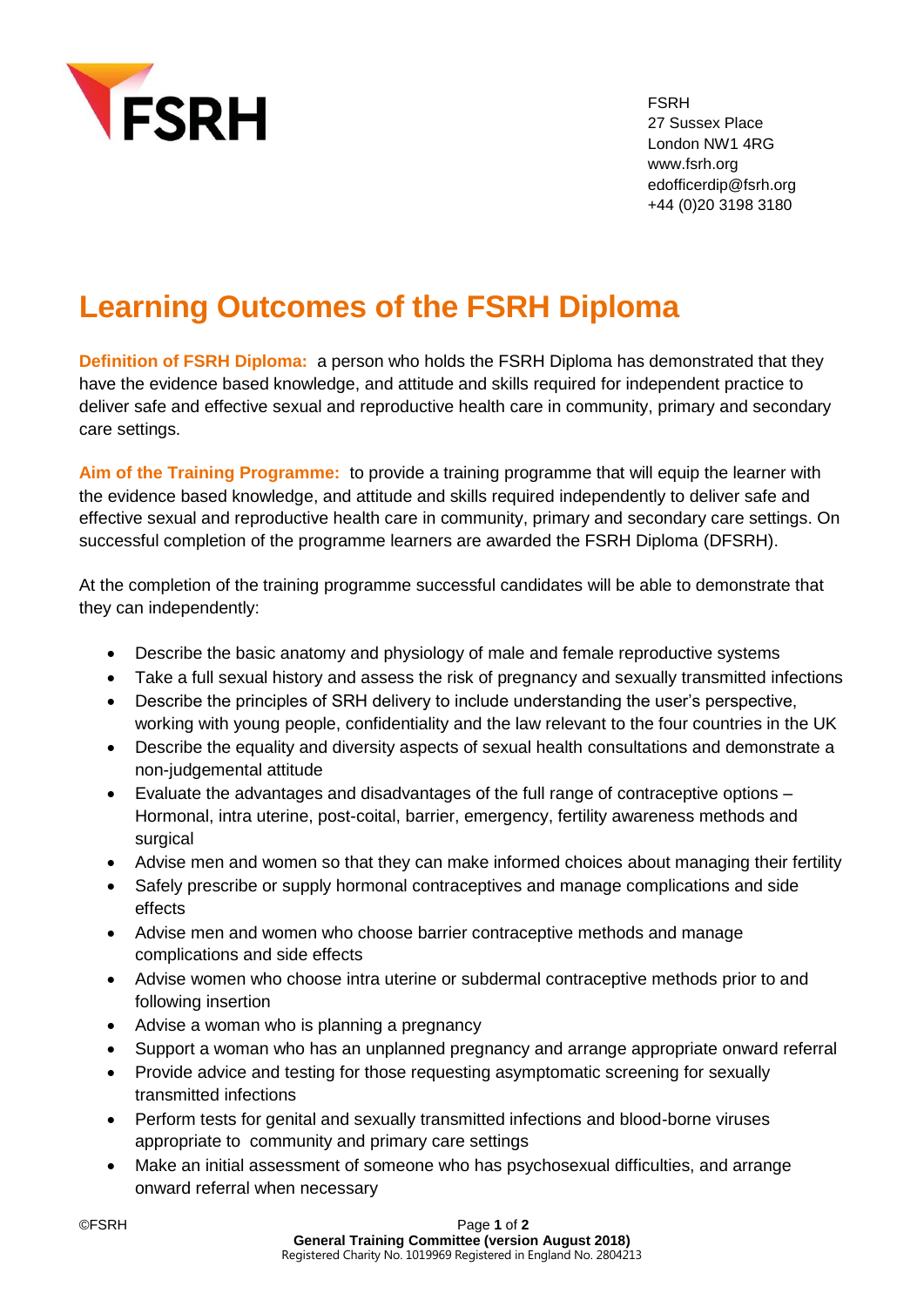FSRH
27 Sussex Place
London NW1 4RG
www.fsrh.org
edofficerdip@fsrh.org
+44 (0)20 3198 3180

# Learning Outcomes of the FSRH Diploma

**Definition of FSRH Diploma:** a person who holds the FSRH Diploma has demonstrated that they have the evidence based knowledge, and attitude and skills required for independent practice to deliver safe and effective sexual and reproductive health care in community, primary and secondary care settings.

**Aim of the Training Programme:** to provide a training programme that will equip the learner with the evidence based knowledge, and attitude and skills required independently to deliver safe and effective sexual and reproductive health care in community, primary and secondary care settings. On successful completion of the programme learners are awarded the FSRH Diploma (DFSRH).

At the completion of the training programme successful candidates will be able to demonstrate that they can independently:

- Describe the basic anatomy and physiology of male and female reproductive systems
- Take a full sexual history and assess the risk of pregnancy and sexually transmitted infections
- Describe the principles of SRH delivery to include understanding the user's perspective, working with young people, confidentiality and the law relevant to the four countries in the UK
- Describe the equality and diversity aspects of sexual health consultations and demonstrate a non-judgemental attitude
- Evaluate the advantages and disadvantages of the full range of contraceptive options – Hormonal, intra uterine, post-coital, barrier, emergency, fertility awareness methods and surgical
- Advise men and women so that they can make informed choices about managing their fertility
- Safely prescribe or supply hormonal contraceptives and manage complications and side effects
- Advise men and women who choose barrier contraceptive methods and manage complications and side effects
- Advise women who choose intra uterine or subdermal contraceptive methods prior to and following insertion
- Advise a woman who is planning a pregnancy
- Support a woman who has an unplanned pregnancy and arrange appropriate onward referral
- Provide advice and testing for those requesting asymptomatic screening for sexually transmitted infections
- Perform tests for genital and sexually transmitted infections and blood-borne viruses appropriate to community and primary care settings
- Make an initial assessment of someone who has psychosexual difficulties, and arrange onward referral when necessary

©FSRH

**General Training Committee (version August 2018)**
Registered Charity No. 1019969 Registered in England No. 2804213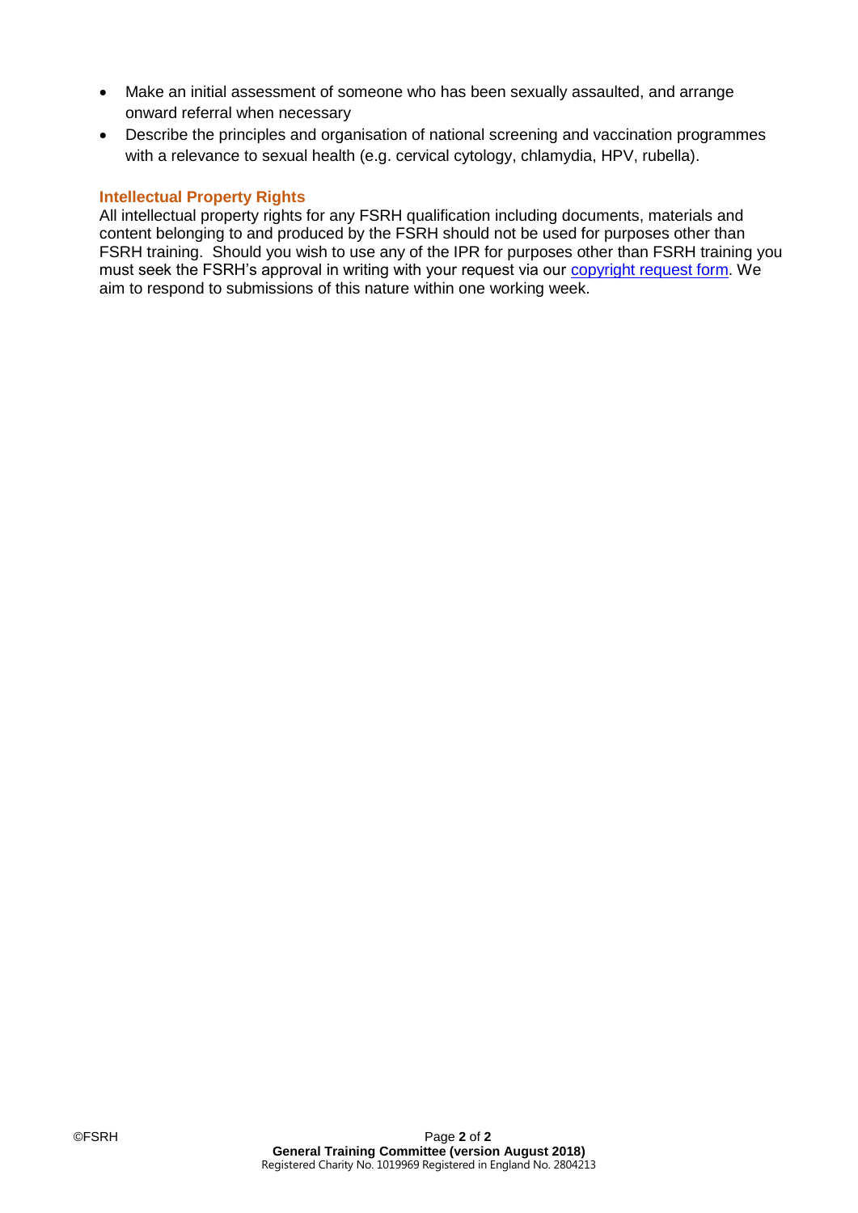- Make an initial assessment of someone who has been sexually assaulted, and arrange onward referral when necessary
- Describe the principles and organisation of national screening and vaccination programmes with a relevance to sexual health (e.g. cervical cytology, chlamydia, HPV, rubella).

### Intellectual Property Rights

All intellectual property rights for any FSRH qualification including documents, materials and content belonging to and produced by the FSRH should not be used for purposes other than FSRH training. Should you wish to use any of the IPR for purposes other than FSRH training you must seek the FSRH's approval in writing with your request via our copyright request form. We aim to respond to submissions of this nature within one working week.